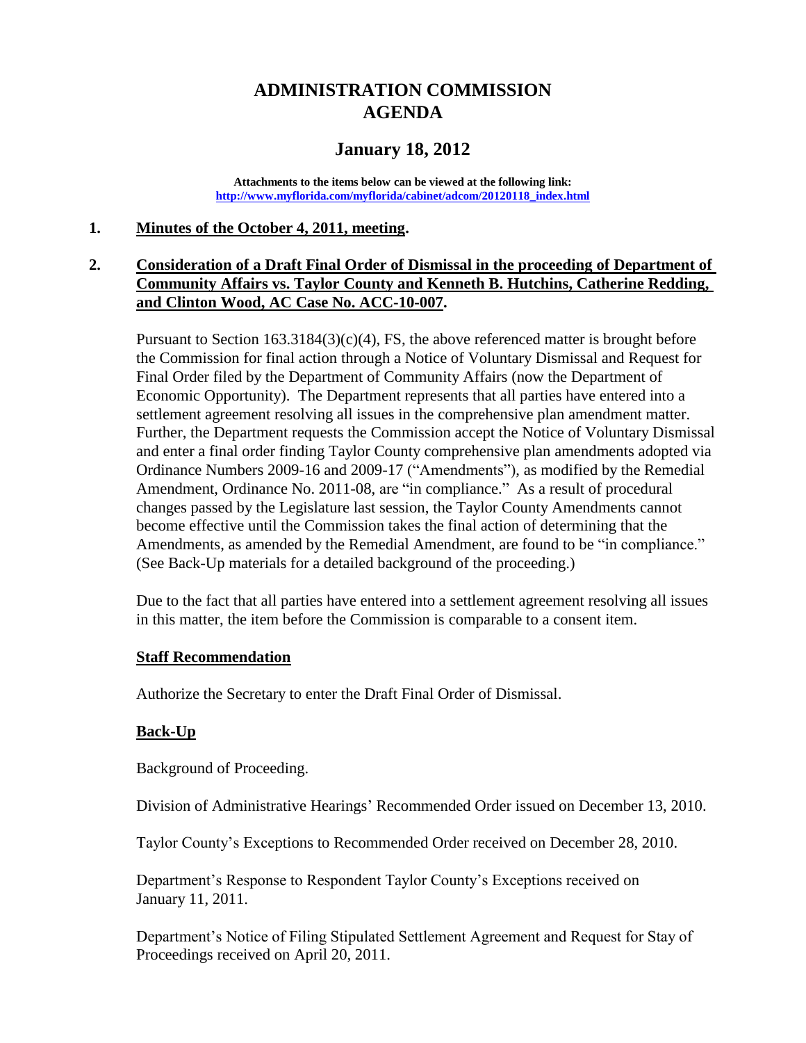# ADMINISTRATION COMMISSION AGENDA

## January 18, 2012

**Attachments to the items below can be viewed at the following link:**
**[http://www.myflorida.com/myflorida/cabinet/adcom/20120118_index.html](http://www.myflorida.com/myflorida/cabinet/adcom/20120118_index.html)**

**1. Minutes of the October 4, 2011, meeting.**

**2. Consideration of a Draft Final Order of Dismissal in the proceeding of Department of Community Affairs vs. Taylor County and Kenneth B. Hutchins, Catherine Redding, and Clinton Wood, AC Case No. ACC-10-007.**

Pursuant to Section 163.3184(3)(c)(4), FS, the above referenced matter is brought before the Commission for final action through a Notice of Voluntary Dismissal and Request for Final Order filed by the Department of Community Affairs (now the Department of Economic Opportunity). The Department represents that all parties have entered into a settlement agreement resolving all issues in the comprehensive plan amendment matter. Further, the Department requests the Commission accept the Notice of Voluntary Dismissal and enter a final order finding Taylor County comprehensive plan amendments adopted via Ordinance Numbers 2009-16 and 2009-17 ("Amendments"), as modified by the Remedial Amendment, Ordinance No. 2011-08, are "in compliance." As a result of procedural changes passed by the Legislature last session, the Taylor County Amendments cannot become effective until the Commission takes the final action of determining that the Amendments, as amended by the Remedial Amendment, are found to be "in compliance." (See Back-Up materials for a detailed background of the proceeding.)

Due to the fact that all parties have entered into a settlement agreement resolving all issues in this matter, the item before the Commission is comparable to a consent item.

**Staff Recommendation**

Authorize the Secretary to enter the Draft Final Order of Dismissal.

**Back-Up**

Background of Proceeding.

Division of Administrative Hearings' Recommended Order issued on December 13, 2010.

Taylor County's Exceptions to Recommended Order received on December 28, 2010.

Department's Response to Respondent Taylor County's Exceptions received on January 11, 2011.

Department's Notice of Filing Stipulated Settlement Agreement and Request for Stay of Proceedings received on April 20, 2011.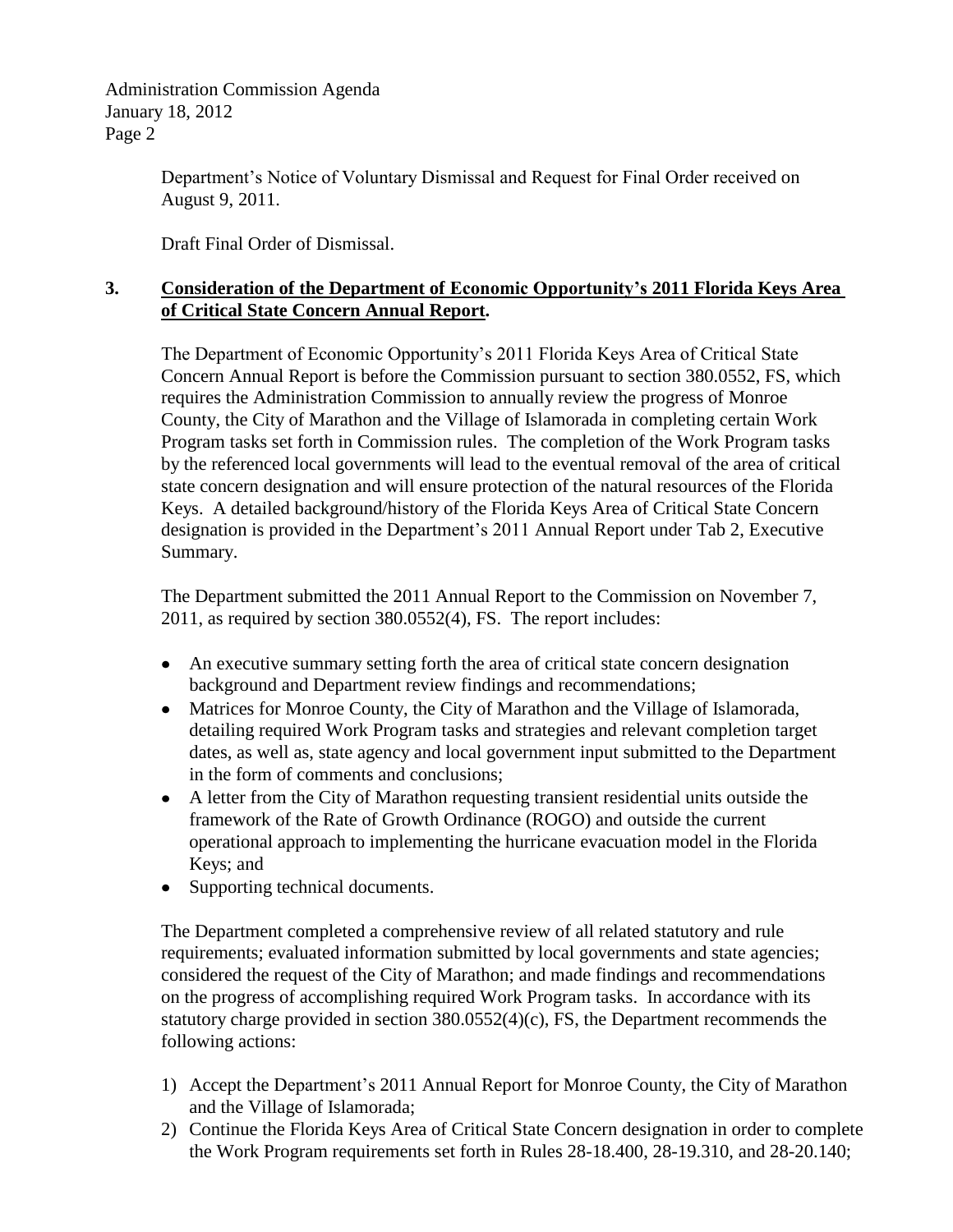Department's Notice of Voluntary Dismissal and Request for Final Order received on August 9, 2011.

Draft Final Order of Dismissal.

**3. Consideration of the Department of Economic Opportunity's 2011 Florida Keys Area of Critical State Concern Annual Report.**

The Department of Economic Opportunity's 2011 Florida Keys Area of Critical State Concern Annual Report is before the Commission pursuant to section 380.0552, FS, which requires the Administration Commission to annually review the progress of Monroe County, the City of Marathon and the Village of Islamorada in completing certain Work Program tasks set forth in Commission rules. The completion of the Work Program tasks by the referenced local governments will lead to the eventual removal of the area of critical state concern designation and will ensure protection of the natural resources of the Florida Keys. A detailed background/history of the Florida Keys Area of Critical State Concern designation is provided in the Department's 2011 Annual Report under Tab 2, Executive Summary.

The Department submitted the 2011 Annual Report to the Commission on November 7, 2011, as required by section 380.0552(4), FS. The report includes:

- An executive summary setting forth the area of critical state concern designation background and Department review findings and recommendations;
- Matrices for Monroe County, the City of Marathon and the Village of Islamorada, detailing required Work Program tasks and strategies and relevant completion target dates, as well as, state agency and local government input submitted to the Department in the form of comments and conclusions;
- A letter from the City of Marathon requesting transient residential units outside the framework of the Rate of Growth Ordinance (ROGO) and outside the current operational approach to implementing the hurricane evacuation model in the Florida Keys; and
- Supporting technical documents.

The Department completed a comprehensive review of all related statutory and rule requirements; evaluated information submitted by local governments and state agencies; considered the request of the City of Marathon; and made findings and recommendations on the progress of accomplishing required Work Program tasks. In accordance with its statutory charge provided in section 380.0552(4)(c), FS, the Department recommends the following actions:

1) Accept the Department's 2011 Annual Report for Monroe County, the City of Marathon and the Village of Islamorada;
2) Continue the Florida Keys Area of Critical State Concern designation in order to complete the Work Program requirements set forth in Rules 28-18.400, 28-19.310, and 28-20.140;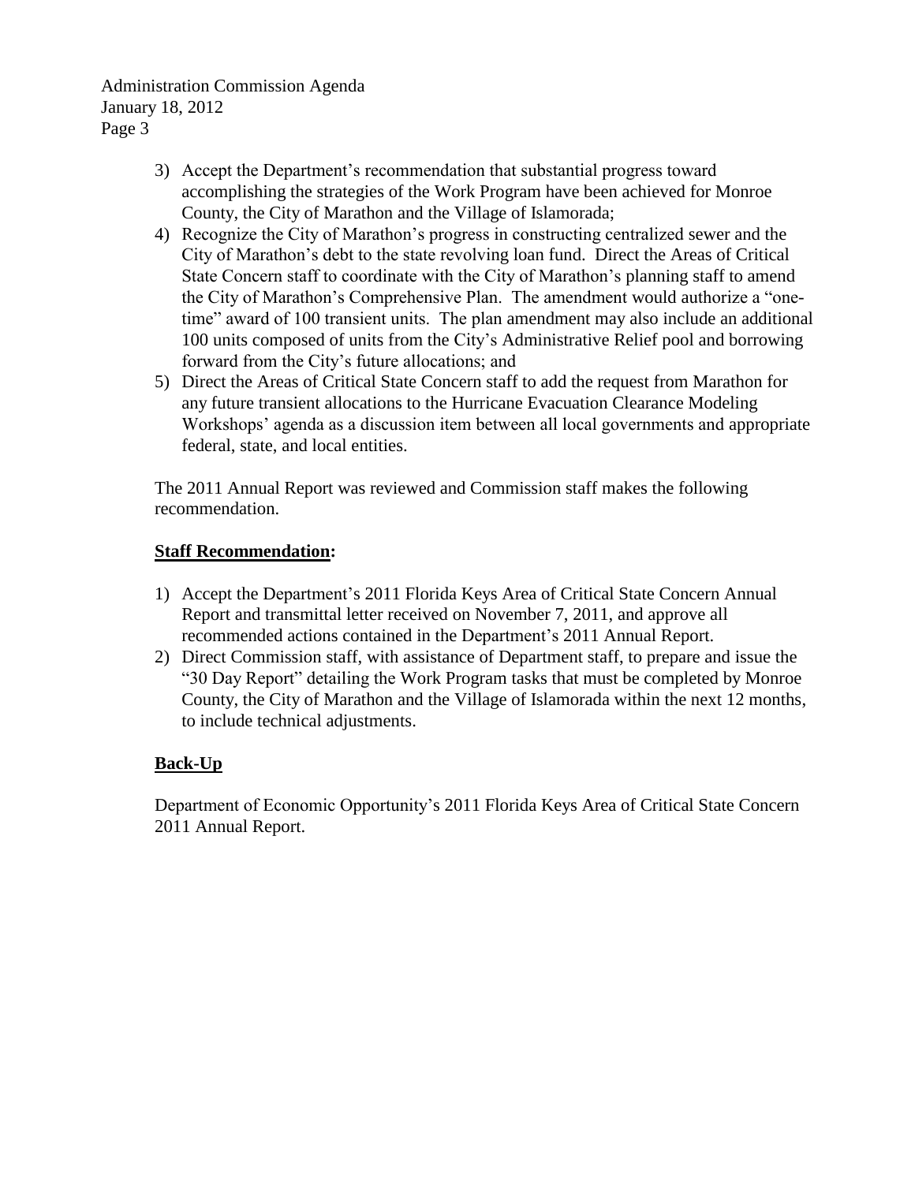3) Accept the Department's recommendation that substantial progress toward accomplishing the strategies of the Work Program have been achieved for Monroe County, the City of Marathon and the Village of Islamorada;
4) Recognize the City of Marathon's progress in constructing centralized sewer and the City of Marathon's debt to the state revolving loan fund. Direct the Areas of Critical State Concern staff to coordinate with the City of Marathon's planning staff to amend the City of Marathon's Comprehensive Plan. The amendment would authorize a "one-time" award of 100 transient units. The plan amendment may also include an additional 100 units composed of units from the City's Administrative Relief pool and borrowing forward from the City's future allocations; and
5) Direct the Areas of Critical State Concern staff to add the request from Marathon for any future transient allocations to the Hurricane Evacuation Clearance Modeling Workshops' agenda as a discussion item between all local governments and appropriate federal, state, and local entities.

The 2011 Annual Report was reviewed and Commission staff makes the following recommendation.

**<u>Staff Recommendation</u>:**

1) Accept the Department's 2011 Florida Keys Area of Critical State Concern Annual Report and transmittal letter received on November 7, 2011, and approve all recommended actions contained in the Department's 2011 Annual Report.
2) Direct Commission staff, with assistance of Department staff, to prepare and issue the "30 Day Report" detailing the Work Program tasks that must be completed by Monroe County, the City of Marathon and the Village of Islamorada within the next 12 months, to include technical adjustments.

**<u>Back-Up</u>**

Department of Economic Opportunity's 2011 Florida Keys Area of Critical State Concern 2011 Annual Report.